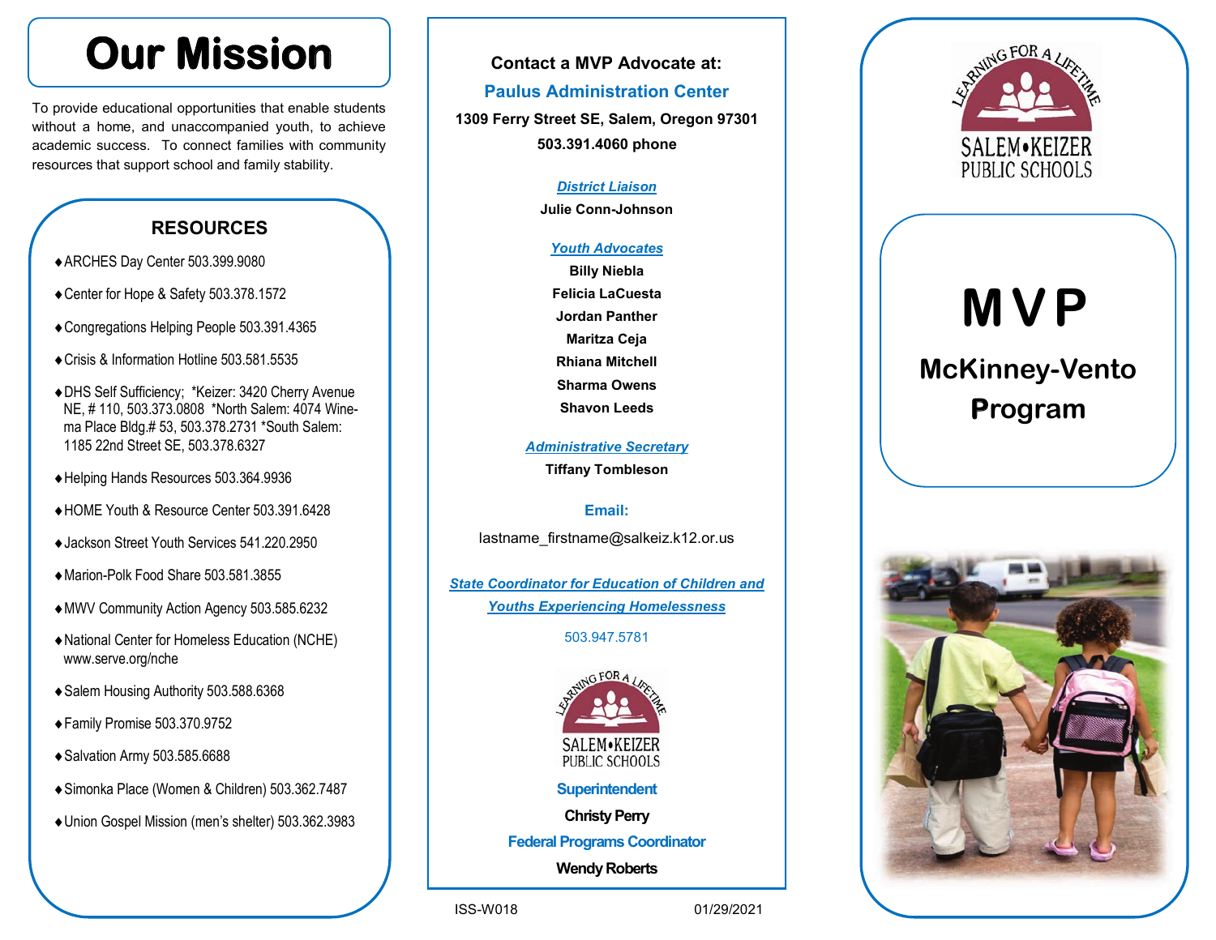# Our Mission

To provide educational opportunities that enable students without a home, and unaccompanied youth, to achieve academic success. To connect families with community resources that support school and family stability.

## RESOURCES

- ARCHES Day Center 503.399.9080
- Center for Hope & Safety 503.378.1572
- Congregations Helping People 503.391.4365
- Crisis & Information Hotline 503.581.5535
- DHS Self Sufficiency; *Keizer: 3420 Cherry Avenue NE, # 110, 503.373.0808 *North Salem: 4074 Winema Place Bldg.# 53, 503.378.2731 *South Salem: 1185 22nd Street SE, 503.378.6327
- Helping Hands Resources 503.364.9936
- HOME Youth & Resource Center 503.391.6428
- Jackson Street Youth Services 541.220.2950
- Marion-Polk Food Share 503.581.3855
- MWV Community Action Agency 503.585.6232
- National Center for Homeless Education (NCHE) www.serve.org/nche
- Salem Housing Authority 503.588.6368
- Family Promise 503.370.9752
- Salvation Army 503.585.6688
- Simonka Place (Women & Children) 503.362.7487
- Union Gospel Mission (men's shelter) 503.362.3983

**Contact a MVP Advocate at:**

**Paulus Administration Center**

**1309 Ferry Street SE, Salem, Oregon 97301**

**503.391.4060 phone**

***District Liaison***

**Julie Conn-Johnson**

***Youth Advocates***

**Billy Niebla**
**Felicia LaCuesta**
**Jordan Panther**
**Maritza Ceja**
**Rhiana Mitchell**
**Sharma Owens**
**Shavon Leeds**

***Administrative Secretary***

**Tiffany Tombleson**

**Email:**

lastname_firstname@salkeiz.k12.or.us

***State Coordinator for Education of Children and Youths Experiencing Homelessness***

503.947.5781

LEARNING FOR A LIFETIME
SALEM•KEIZER PUBLIC SCHOOLS

**Superintendent**

**Christy Perry**

**Federal Programs Coordinator**

**Wendy Roberts**

ISS-W018 01/29/2021

LEARNING FOR A LIFETIME
SALEM•KEIZER PUBLIC SCHOOLS

# MVP

## McKinney-Vento Program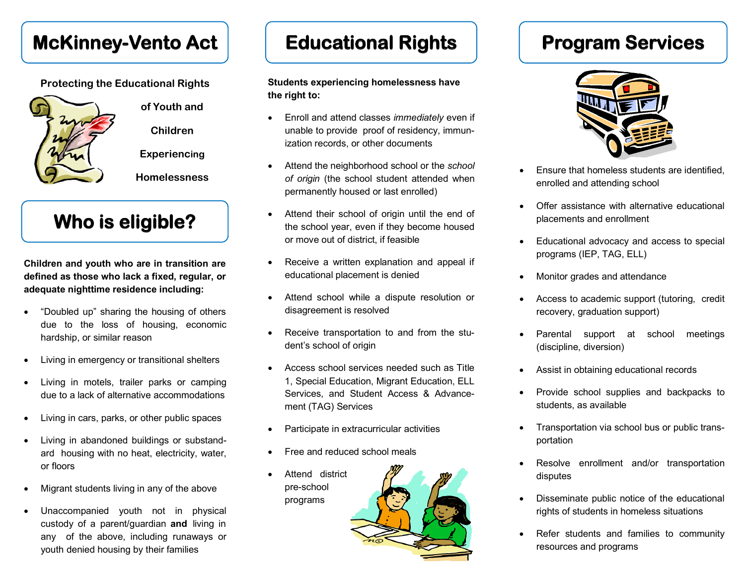# McKinney-Vento Act

**Protecting the Educational Rights of Youth and Children Experiencing Homelessness**

# Who is eligible?

**Children and youth who are in transition are defined as those who lack a fixed, regular, or adequate nighttime residence including:**

- "Doubled up" sharing the housing of others due to the loss of housing, economic hardship, or similar reason
- Living in emergency or transitional shelters
- Living in motels, trailer parks or camping due to a lack of alternative accommodations
- Living in cars, parks, or other public spaces
- Living in abandoned buildings or substandard housing with no heat, electricity, water, or floors
- Migrant students living in any of the above
- Unaccompanied youth not in physical custody of a parent/guardian **and** living in any of the above, including runaways or youth denied housing by their families

# Educational Rights

**Students experiencing homelessness have the right to:**

- Enroll and attend classes *immediately* even if unable to provide proof of residency, immunization records, or other documents
- Attend the neighborhood school or the *school of origin* (the school student attended when permanently housed or last enrolled)
- Attend their school of origin until the end of the school year, even if they become housed or move out of district, if feasible
- Receive a written explanation and appeal if educational placement is denied
- Attend school while a dispute resolution or disagreement is resolved
- Receive transportation to and from the student's school of origin
- Access school services needed such as Title 1, Special Education, Migrant Education, ELL Services, and Student Access & Advancement (TAG) Services
- Participate in extracurricular activities
- Free and reduced school meals
- Attend district pre-school programs

# Program Services

- Ensure that homeless students are identified, enrolled and attending school
- Offer assistance with alternative educational placements and enrollment
- Educational advocacy and access to special programs (IEP, TAG, ELL)
- Monitor grades and attendance
- Access to academic support (tutoring, credit recovery, graduation support)
- Parental support at school meetings (discipline, diversion)
- Assist in obtaining educational records
- Provide school supplies and backpacks to students, as available
- Transportation via school bus or public transportation
- Resolve enrollment and/or transportation disputes
- Disseminate public notice of the educational rights of students in homeless situations
- Refer students and families to community resources and programs